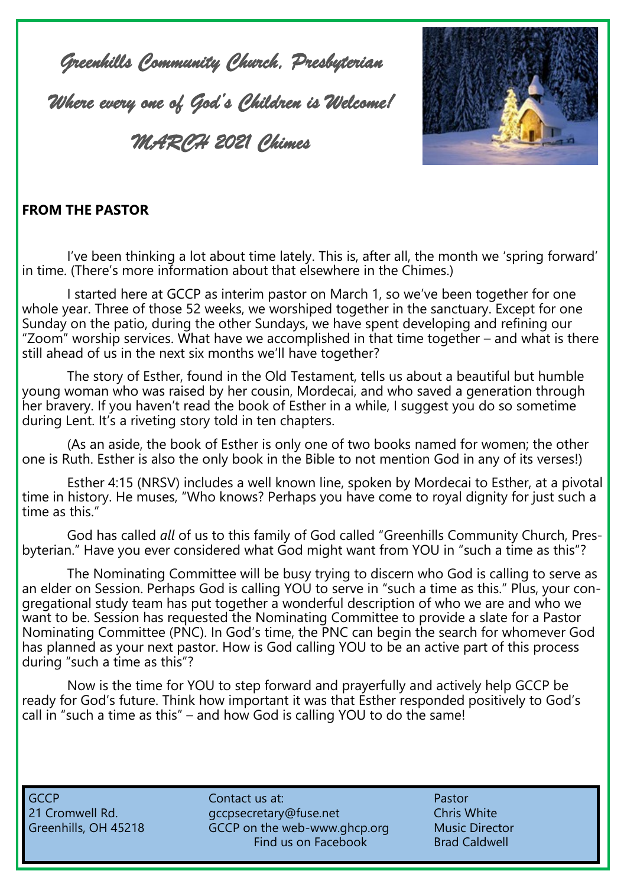# Greenhills Community Church, Presbyterian

## Where every one of God's Children is Welcome!

## MARCH 2021 Chimes

**FROM THE PASTOR**

I've been thinking a lot about time lately. This is, after all, the month we 'spring forward' in time. (There's more information about that elsewhere in the Chimes.)

I started here at GCCP as interim pastor on March 1, so we've been together for one whole year. Three of those 52 weeks, we worshiped together in the sanctuary. Except for one Sunday on the patio, during the other Sundays, we have spent developing and refining our "Zoom" worship services. What have we accomplished in that time together – and what is there still ahead of us in the next six months we'll have together?

The story of Esther, found in the Old Testament, tells us about a beautiful but humble young woman who was raised by her cousin, Mordecai, and who saved a generation through her bravery. If you haven't read the book of Esther in a while, I suggest you do so sometime during Lent. It's a riveting story told in ten chapters.

(As an aside, the book of Esther is only one of two books named for women; the other one is Ruth. Esther is also the only book in the Bible to not mention God in any of its verses!)

Esther 4:15 (NRSV) includes a well known line, spoken by Mordecai to Esther, at a pivotal time in history. He muses, "Who knows? Perhaps you have come to royal dignity for just such a time as this."

God has called *all* of us to this family of God called "Greenhills Community Church, Presbyterian." Have you ever considered what God might want from YOU in "such a time as this"?

The Nominating Committee will be busy trying to discern who God is calling to serve as an elder on Session. Perhaps God is calling YOU to serve in "such a time as this." Plus, your congregational study team has put together a wonderful description of who we are and who we want to be. Session has requested the Nominating Committee to provide a slate for a Pastor Nominating Committee (PNC). In God's time, the PNC can begin the search for whomever God has planned as your next pastor. How is God calling YOU to be an active part of this process during "such a time as this"?

Now is the time for YOU to step forward and prayerfully and actively help GCCP be ready for God's future. Think how important it was that Esther responded positively to God's call in "such a time as this" – and how God is calling YOU to do the same!

| | | |
|---|---|---|
| GCCP | Contact us at: | Pastor |
| 21 Cromwell Rd. | gccpsecretary@fuse.net | Chris White |
| Greenhills, OH 45218 | GCCP on the web-www.ghcp.org | Music Director |
| | Find us on Facebook | Brad Caldwell |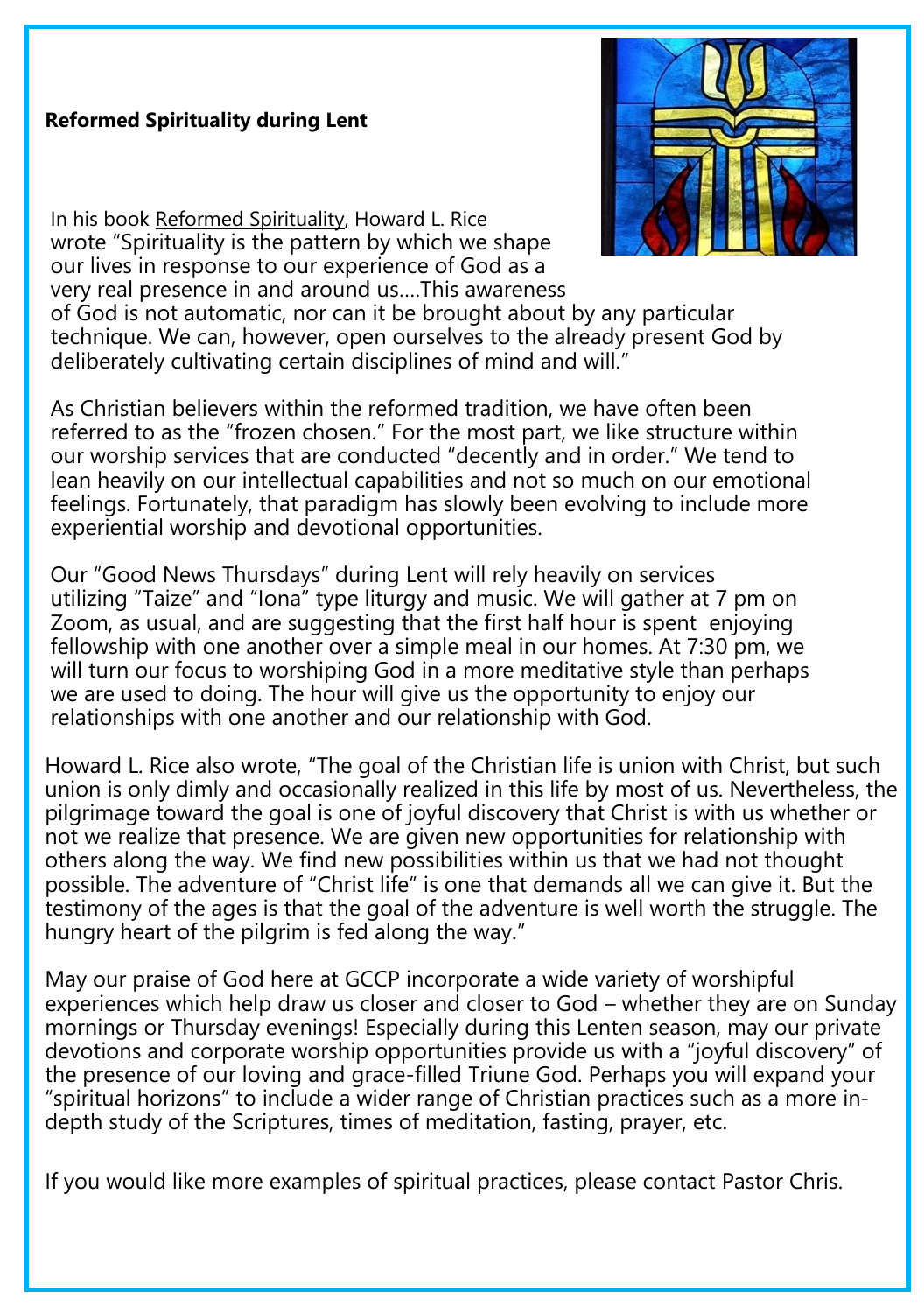**Reformed Spirituality during Lent**

In his book Reformed Spirituality, Howard L. Rice wrote "Spirituality is the pattern by which we shape our lives in response to our experience of God as a very real presence in and around us….This awareness of God is not automatic, nor can it be brought about by any particular technique. We can, however, open ourselves to the already present God by deliberately cultivating certain disciplines of mind and will."

As Christian believers within the reformed tradition, we have often been referred to as the "frozen chosen." For the most part, we like structure within our worship services that are conducted "decently and in order." We tend to lean heavily on our intellectual capabilities and not so much on our emotional feelings. Fortunately, that paradigm has slowly been evolving to include more experiential worship and devotional opportunities.

Our "Good News Thursdays" during Lent will rely heavily on services utilizing "Taize" and "Iona" type liturgy and music. We will gather at 7 pm on Zoom, as usual, and are suggesting that the first half hour is spent enjoying fellowship with one another over a simple meal in our homes. At 7:30 pm, we will turn our focus to worshiping God in a more meditative style than perhaps we are used to doing. The hour will give us the opportunity to enjoy our relationships with one another and our relationship with God.

Howard L. Rice also wrote, "The goal of the Christian life is union with Christ, but such union is only dimly and occasionally realized in this life by most of us. Nevertheless, the pilgrimage toward the goal is one of joyful discovery that Christ is with us whether or not we realize that presence. We are given new opportunities for relationship with others along the way. We find new possibilities within us that we had not thought possible. The adventure of "Christ life" is one that demands all we can give it. But the testimony of the ages is that the goal of the adventure is well worth the struggle. The hungry heart of the pilgrim is fed along the way."

May our praise of God here at GCCP incorporate a wide variety of worshipful experiences which help draw us closer and closer to God – whether they are on Sunday mornings or Thursday evenings! Especially during this Lenten season, may our private devotions and corporate worship opportunities provide us with a "joyful discovery" of the presence of our loving and grace-filled Triune God. Perhaps you will expand your "spiritual horizons" to include a wider range of Christian practices such as a more in-depth study of the Scriptures, times of meditation, fasting, prayer, etc.

If you would like more examples of spiritual practices, please contact Pastor Chris.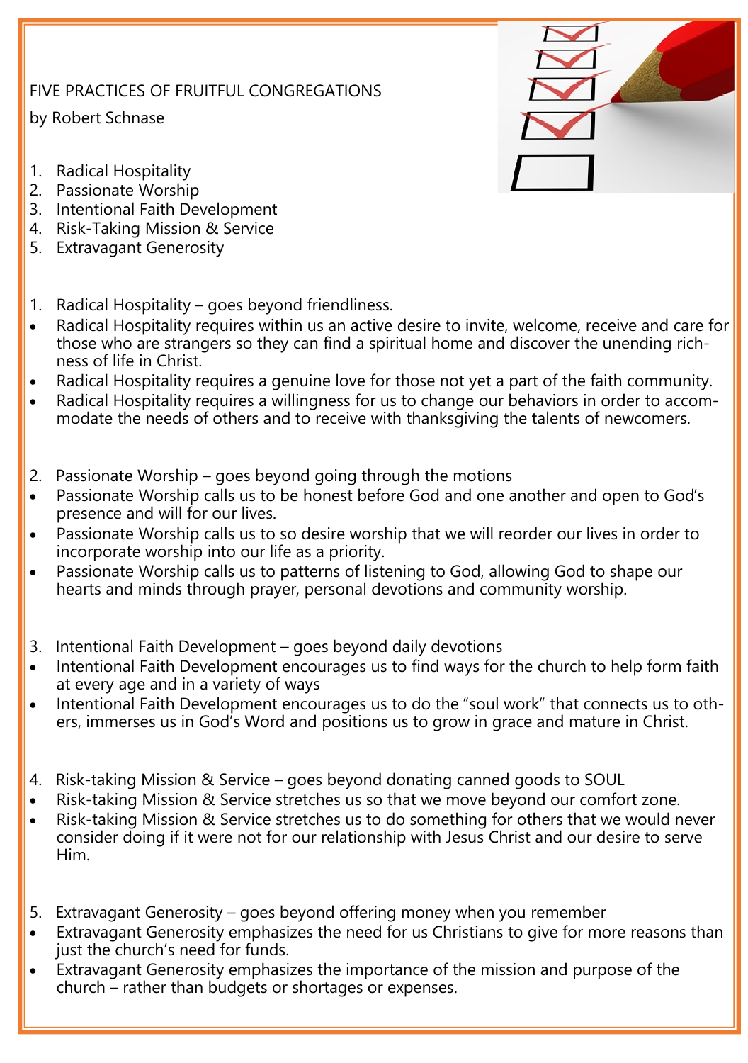FIVE PRACTICES OF FRUITFUL CONGREGATIONS

by Robert Schnase

1. Radical Hospitality
2. Passionate Worship
3. Intentional Faith Development
4. Risk-Taking Mission & Service
5. Extravagant Generosity

1. Radical Hospitality – goes beyond friendliness.

- Radical Hospitality requires within us an active desire to invite, welcome, receive and care for those who are strangers so they can find a spiritual home and discover the unending richness of life in Christ.
- Radical Hospitality requires a genuine love for those not yet a part of the faith community.
- Radical Hospitality requires a willingness for us to change our behaviors in order to accommodate the needs of others and to receive with thanksgiving the talents of newcomers.

2. Passionate Worship – goes beyond going through the motions

- Passionate Worship calls us to be honest before God and one another and open to God's presence and will for our lives.
- Passionate Worship calls us to so desire worship that we will reorder our lives in order to incorporate worship into our life as a priority.
- Passionate Worship calls us to patterns of listening to God, allowing God to shape our hearts and minds through prayer, personal devotions and community worship.

3. Intentional Faith Development – goes beyond daily devotions

- Intentional Faith Development encourages us to find ways for the church to help form faith at every age and in a variety of ways
- Intentional Faith Development encourages us to do the "soul work" that connects us to others, immerses us in God's Word and positions us to grow in grace and mature in Christ.

4. Risk-taking Mission & Service – goes beyond donating canned goods to SOUL

- Risk-taking Mission & Service stretches us so that we move beyond our comfort zone.
- Risk-taking Mission & Service stretches us to do something for others that we would never consider doing if it were not for our relationship with Jesus Christ and our desire to serve Him.

5. Extravagant Generosity – goes beyond offering money when you remember

- Extravagant Generosity emphasizes the need for us Christians to give for more reasons than just the church's need for funds.
- Extravagant Generosity emphasizes the importance of the mission and purpose of the church – rather than budgets or shortages or expenses.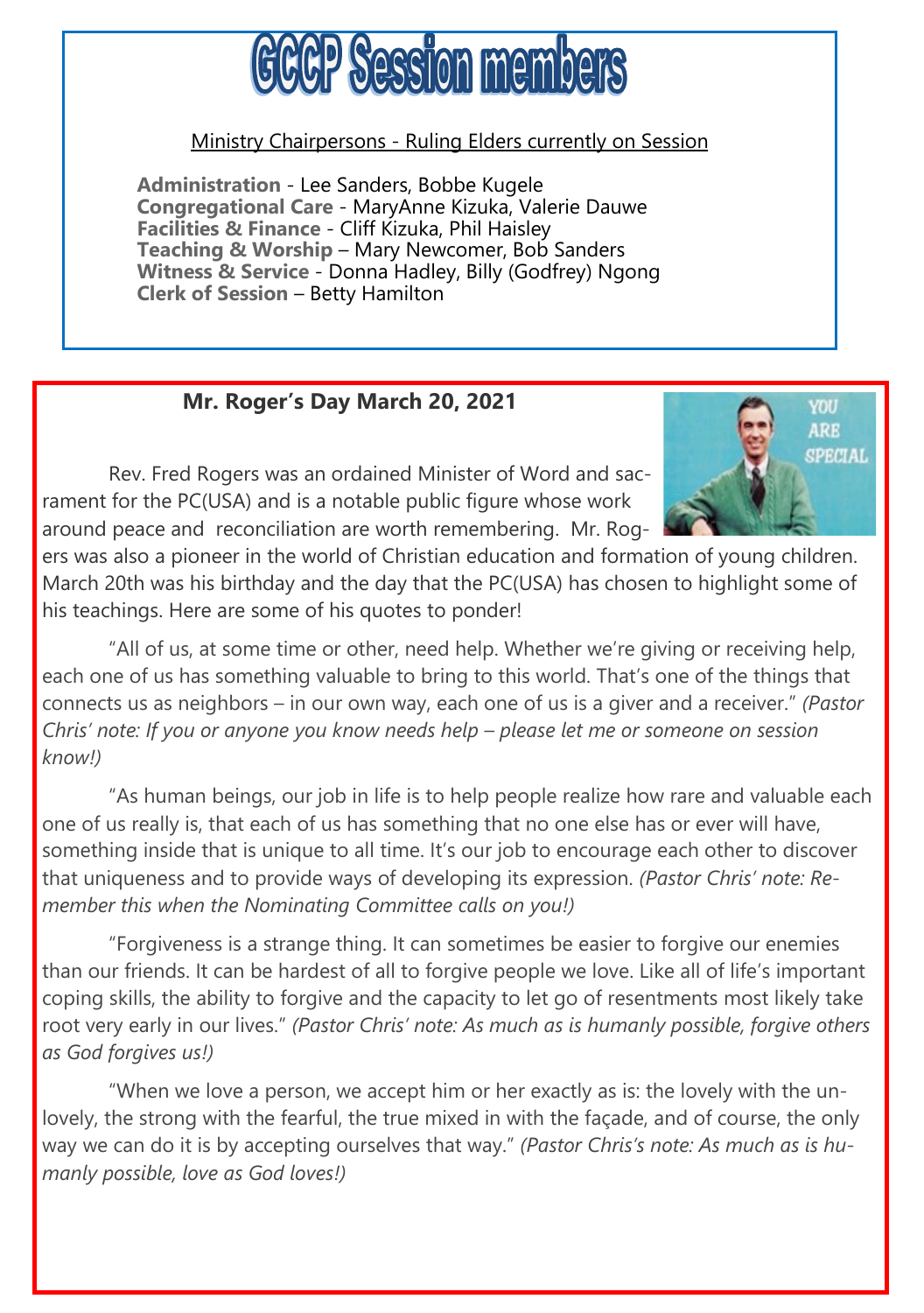# GCCP Session members

Ministry Chairpersons - Ruling Elders currently on Session

**Administration** - Lee Sanders, Bobbe Kugele
**Congregational Care** - MaryAnne Kizuka, Valerie Dauwe
**Facilities & Finance** - Cliff Kizuka, Phil Haisley
**Teaching & Worship** – Mary Newcomer, Bob Sanders
**Witness & Service** - Donna Hadley, Billy (Godfrey) Ngong
**Clerk of Session** – Betty Hamilton

## Mr. Roger's Day March 20, 2021

Rev. Fred Rogers was an ordained Minister of Word and sacrament for the PC(USA) and is a notable public figure whose work around peace and reconciliation are worth remembering. Mr. Rogers was also a pioneer in the world of Christian education and formation of young children. March 20th was his birthday and the day that the PC(USA) has chosen to highlight some of his teachings. Here are some of his quotes to ponder!

"All of us, at some time or other, need help. Whether we're giving or receiving help, each one of us has something valuable to bring to this world. That's one of the things that connects us as neighbors – in our own way, each one of us is a giver and a receiver." *(Pastor Chris' note: If you or anyone you know needs help – please let me or someone on session know!)*

"As human beings, our job in life is to help people realize how rare and valuable each one of us really is, that each of us has something that no one else has or ever will have, something inside that is unique to all time. It's our job to encourage each other to discover that uniqueness and to provide ways of developing its expression. *(Pastor Chris' note: Remember this when the Nominating Committee calls on you!)*

"Forgiveness is a strange thing. It can sometimes be easier to forgive our enemies than our friends. It can be hardest of all to forgive people we love. Like all of life's important coping skills, the ability to forgive and the capacity to let go of resentments most likely take root very early in our lives." *(Pastor Chris' note: As much as is humanly possible, forgive others as God forgives us!)*

"When we love a person, we accept him or her exactly as is: the lovely with the unlovely, the strong with the fearful, the true mixed in with the façade, and of course, the only way we can do it is by accepting ourselves that way." *(Pastor Chris's note: As much as is humanly possible, love as God loves!)*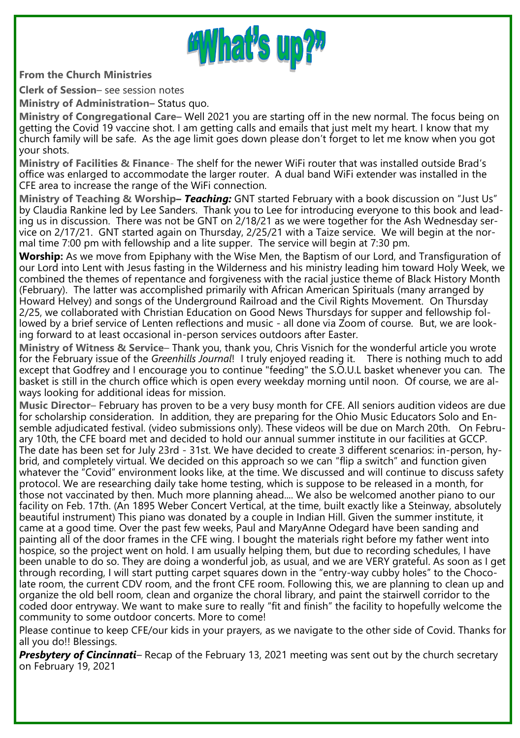# "What's up?"

**From the Church Ministries**

**Clerk of Session**– see session notes

**Ministry of Administration**– Status quo.

**Ministry of Congregational Care**– Well 2021 you are starting off in the new normal. The focus being on getting the Covid 19 vaccine shot. I am getting calls and emails that just melt my heart. I know that my church family will be safe. As the age limit goes down please don't forget to let me know when you got your shots.

**Ministry of Facilities & Finance**- The shelf for the newer WiFi router that was installed outside Brad's office was enlarged to accommodate the larger router. A dual band WiFi extender was installed in the CFE area to increase the range of the WiFi connection.

**Ministry of Teaching & Worship–** ***Teaching:*** GNT started February with a book discussion on "Just Us" by Claudia Rankine led by Lee Sanders. Thank you to Lee for introducing everyone to this book and leading us in discussion. There was not be GNT on 2/18/21 as we were together for the Ash Wednesday service on 2/17/21. GNT started again on Thursday, 2/25/21 with a Taize service. We will begin at the normal time 7:00 pm with fellowship and a lite supper. The service will begin at 7:30 pm.

**Worship:** As we move from Epiphany with the Wise Men, the Baptism of our Lord, and Transfiguration of our Lord into Lent with Jesus fasting in the Wilderness and his ministry leading him toward Holy Week, we combined the themes of repentance and forgiveness with the racial justice theme of Black History Month (February). The latter was accomplished primarily with African American Spirituals (many arranged by Howard Helvey) and songs of the Underground Railroad and the Civil Rights Movement. On Thursday 2/25, we collaborated with Christian Education on Good News Thursdays for supper and fellowship followed by a brief service of Lenten reflections and music - all done via Zoom of course. But, we are looking forward to at least occasional in-person services outdoors after Easter.

**Ministry of Witness & Service**– Thank you, thank you, Chris Visnich for the wonderful article you wrote for the February issue of the *Greenhills Journal*! I truly enjoyed reading it. There is nothing much to add except that Godfrey and I encourage you to continue "feeding" the S.O.U.L basket whenever you can. The basket is still in the church office which is open every weekday morning until noon. Of course, we are always looking for additional ideas for mission.

**Music Director**– February has proven to be a very busy month for CFE. All seniors audition videos are due for scholarship consideration. In addition, they are preparing for the Ohio Music Educators Solo and Ensemble adjudicated festival. (video submissions only). These videos will be due on March 20th. On February 10th, the CFE board met and decided to hold our annual summer institute in our facilities at GCCP. The date has been set for July 23rd - 31st. We have decided to create 3 different scenarios: in-person, hybrid, and completely virtual. We decided on this approach so we can "flip a switch" and function given whatever the "Covid" environment looks like, at the time. We discussed and will continue to discuss safety protocol. We are researching daily take home testing, which is suppose to be released in a month, for those not vaccinated by then. Much more planning ahead.... We also be welcomed another piano to our facility on Feb. 17th. (An 1895 Weber Concert Vertical, at the time, built exactly like a Steinway, absolutely beautiful instrument) This piano was donated by a couple in Indian Hill. Given the summer institute, it came at a good time. Over the past few weeks, Paul and MaryAnne Odegard have been sanding and painting all of the door frames in the CFE wing. I bought the materials right before my father went into hospice, so the project went on hold. I am usually helping them, but due to recording schedules, I have been unable to do so. They are doing a wonderful job, as usual, and we are VERY grateful. As soon as I get through recording, I will start putting carpet squares down in the "entry-way cubby holes" to the Chocolate room, the current CDV room, and the front CFE room. Following this, we are planning to clean up and organize the old bell room, clean and organize the choral library, and paint the stairwell corridor to the coded door entryway. We want to make sure to really "fit and finish" the facility to hopefully welcome the community to some outdoor concerts. More to come!

Please continue to keep CFE/our kids in your prayers, as we navigate to the other side of Covid. Thanks for all you do!! Blessings.

***Presbytery of Cincinnati***– Recap of the February 13, 2021 meeting was sent out by the church secretary on February 19, 2021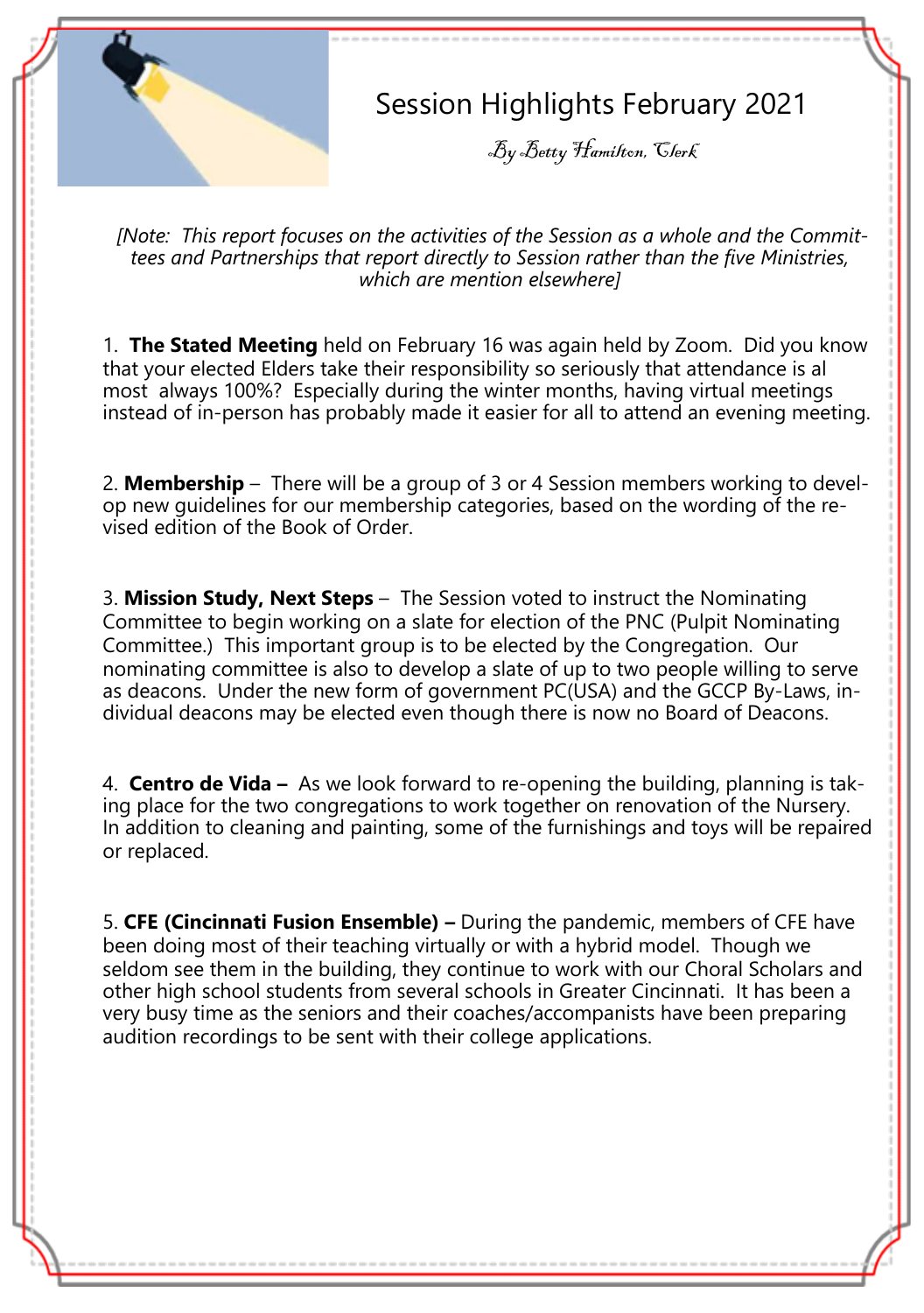# Session Highlights February 2021

*By Betty Hamilton, Clerk*

*[Note: This report focuses on the activities of the Session as a whole and the Committees and Partnerships that report directly to Session rather than the five Ministries, which are mention elsewhere]*

1. **The Stated Meeting** held on February 16 was again held by Zoom. Did you know that your elected Elders take their responsibility so seriously that attendance is almost always 100%? Especially during the winter months, having virtual meetings instead of in-person has probably made it easier for all to attend an evening meeting.

2. **Membership** – There will be a group of 3 or 4 Session members working to develop new guidelines for our membership categories, based on the wording of the revised edition of the Book of Order.

3. **Mission Study, Next Steps** – The Session voted to instruct the Nominating Committee to begin working on a slate for election of the PNC (Pulpit Nominating Committee.) This important group is to be elected by the Congregation. Our nominating committee is also to develop a slate of up to two people willing to serve as deacons. Under the new form of government PC(USA) and the GCCP By-Laws, individual deacons may be elected even though there is now no Board of Deacons.

4. **Centro de Vida –** As we look forward to re-opening the building, planning is taking place for the two congregations to work together on renovation of the Nursery. In addition to cleaning and painting, some of the furnishings and toys will be repaired or replaced.

5. **CFE (Cincinnati Fusion Ensemble) –** During the pandemic, members of CFE have been doing most of their teaching virtually or with a hybrid model. Though we seldom see them in the building, they continue to work with our Choral Scholars and other high school students from several schools in Greater Cincinnati. It has been a very busy time as the seniors and their coaches/accompanists have been preparing audition recordings to be sent with their college applications.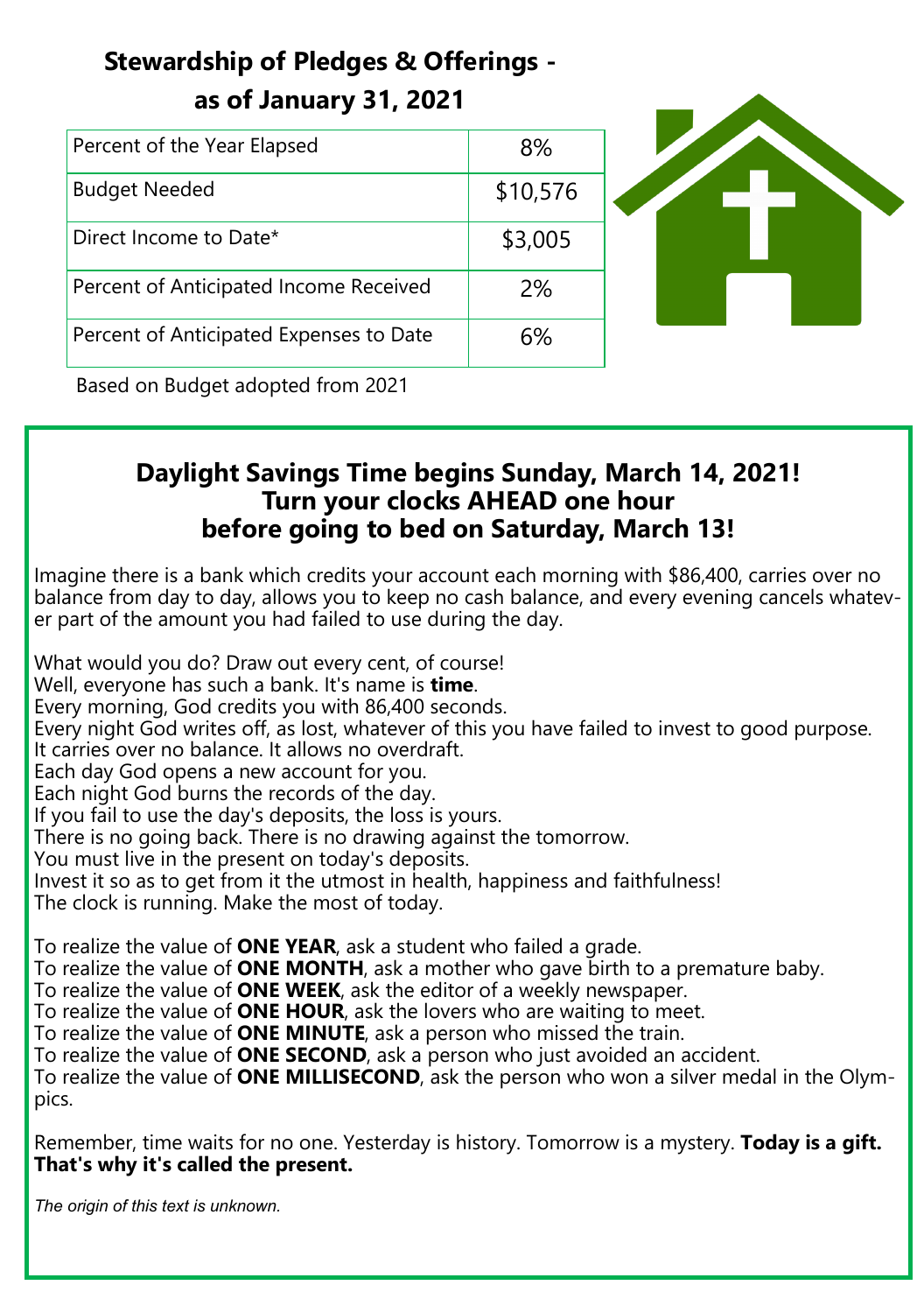## Stewardship of Pledges & Offerings - as of January 31, 2021

| | |
|---|---|
| Percent of the Year Elapsed | 8% |
| Budget Needed | $10,576 |
| Direct Income to Date* | $3,005 |
| Percent of Anticipated Income Received | 2% |
| Percent of Anticipated Expenses to Date | 6% |

Based on Budget adopted from 2021

## Daylight Savings Time begins Sunday, March 14, 2021! Turn your clocks AHEAD one hour before going to bed on Saturday, March 13!

Imagine there is a bank which credits your account each morning with $86,400, carries over no balance from day to day, allows you to keep no cash balance, and every evening cancels whatever part of the amount you had failed to use during the day.

What would you do? Draw out every cent, of course!
Well, everyone has such a bank. It's name is **time**.
Every morning, God credits you with 86,400 seconds.
Every night God writes off, as lost, whatever of this you have failed to invest to good purpose.
It carries over no balance. It allows no overdraft.
Each day God opens a new account for you.
Each night God burns the records of the day.
If you fail to use the day's deposits, the loss is yours.
There is no going back. There is no drawing against the tomorrow.
You must live in the present on today's deposits.
Invest it so as to get from it the utmost in health, happiness and faithfulness!
The clock is running. Make the most of today.

To realize the value of **ONE YEAR**, ask a student who failed a grade.
To realize the value of **ONE MONTH**, ask a mother who gave birth to a premature baby.
To realize the value of **ONE WEEK**, ask the editor of a weekly newspaper.
To realize the value of **ONE HOUR**, ask the lovers who are waiting to meet.
To realize the value of **ONE MINUTE**, ask a person who missed the train.
To realize the value of **ONE SECOND**, ask a person who just avoided an accident.
To realize the value of **ONE MILLISECOND**, ask the person who won a silver medal in the Olympics.

Remember, time waits for no one. Yesterday is history. Tomorrow is a mystery. **Today is a gift. That's why it's called the present.**

*The origin of this text is unknown.*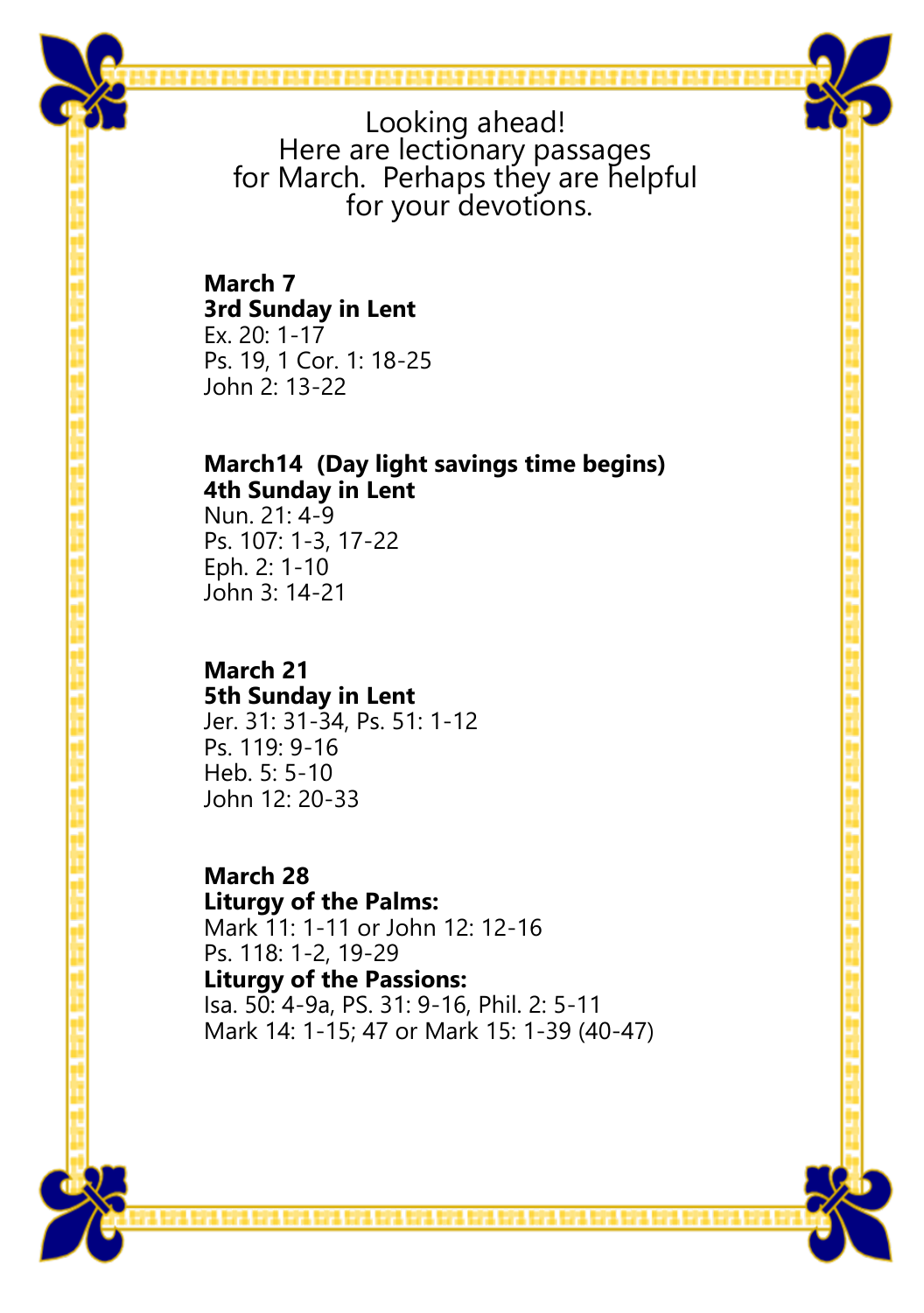Looking ahead!
Here are lectionary passages
for March. Perhaps they are helpful
for your devotions.

**March 7**
**3rd Sunday in Lent**
Ex. 20: 1-17
Ps. 19, 1 Cor. 1: 18-25
John 2: 13-22

**March14 (Day light savings time begins)**
**4th Sunday in Lent**
Nun. 21: 4-9
Ps. 107: 1-3, 17-22
Eph. 2: 1-10
John 3: 14-21

**March 21**
**5th Sunday in Lent**
Jer. 31: 31-34, Ps. 51: 1-12
Ps. 119: 9-16
Heb. 5: 5-10
John 12: 20-33

**March 28**
**Liturgy of the Palms:**
Mark 11: 1-11 or John 12: 12-16
Ps. 118: 1-2, 19-29
**Liturgy of the Passions:**
Isa. 50: 4-9a, PS. 31: 9-16, Phil. 2: 5-11
Mark 14: 1-15; 47 or Mark 15: 1-39 (40-47)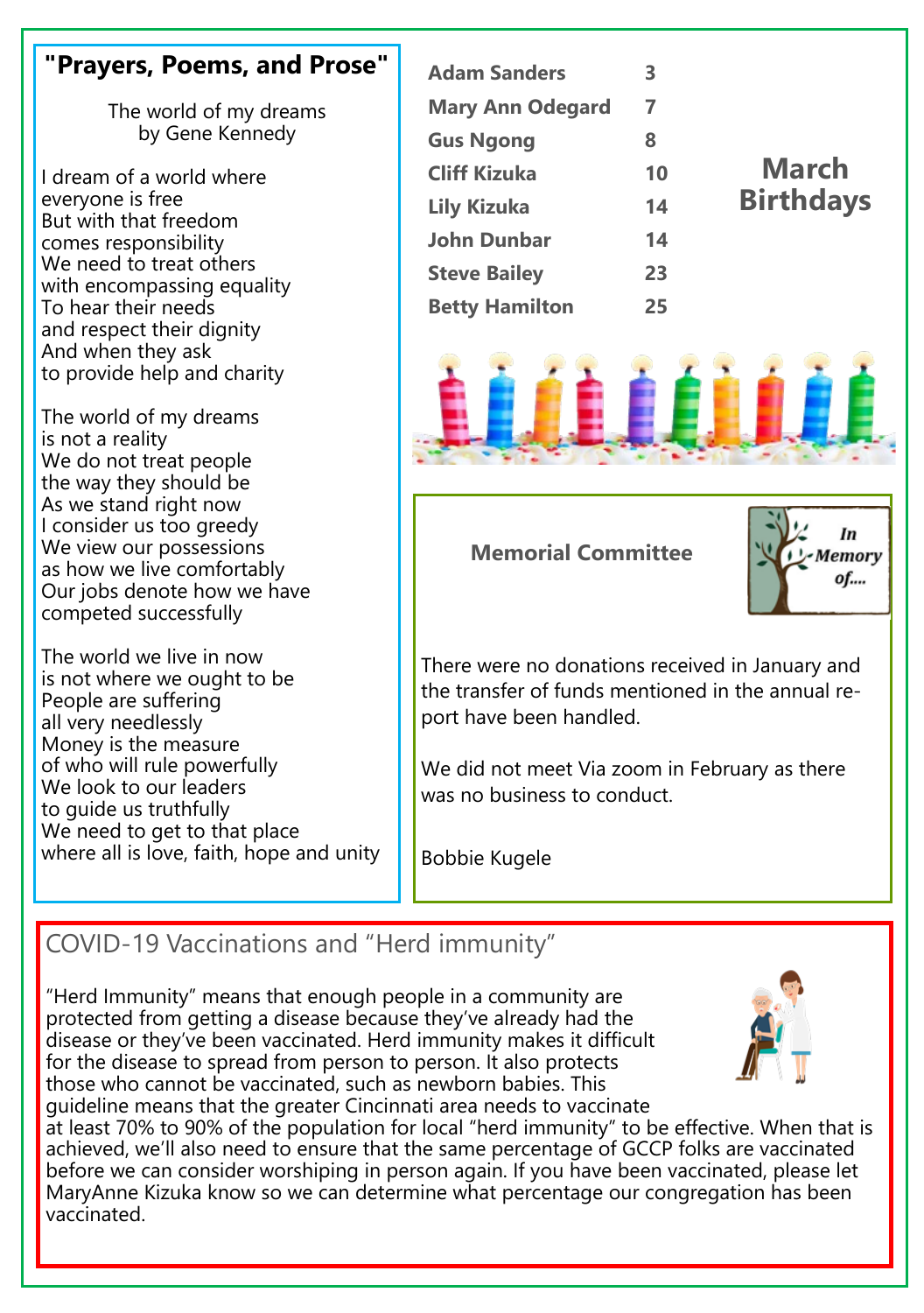## "Prayers, Poems, and Prose"

The world of my dreams
by Gene Kennedy

I dream of a world where
everyone is free
But with that freedom
comes responsibility
We need to treat others
with encompassing equality
To hear their needs
and respect their dignity
And when they ask
to provide help and charity

The world of my dreams
is not a reality
We do not treat people
the way they should be
As we stand right now
I consider us too greedy
We view our possessions
as how we live comfortably
Our jobs denote how we have
competed successfully

The world we live in now
is not where we ought to be
People are suffering
all very needlessly
Money is the measure
of who will rule powerfully
We look to our leaders
to guide us truthfully
We need to get to that place
where all is love, faith, hope and unity

## March Birthdays

| | |
|---|---|
| **Adam Sanders** | **3** |
| **Mary Ann Odegard** | **7** |
| **Gus Ngong** | **8** |
| **Cliff Kizuka** | **10** |
| **Lily Kizuka** | **14** |
| **John Dunbar** | **14** |
| **Steve Bailey** | **23** |
| **Betty Hamilton** | **25** |

## Memorial Committee

*In Memory of....*

There were no donations received in January and the transfer of funds mentioned in the annual report have been handled.

We did not meet Via zoom in February as there was no business to conduct.

Bobbie Kugele

## COVID-19 Vaccinations and "Herd immunity"

"Herd Immunity" means that enough people in a community are protected from getting a disease because they've already had the disease or they've been vaccinated. Herd immunity makes it difficult for the disease to spread from person to person. It also protects those who cannot be vaccinated, such as newborn babies. This guideline means that the greater Cincinnati area needs to vaccinate at least 70% to 90% of the population for local "herd immunity" to be effective. When that is achieved, we'll also need to ensure that the same percentage of GCCP folks are vaccinated before we can consider worshiping in person again. If you have been vaccinated, please let MaryAnne Kizuka know so we can determine what percentage our congregation has been vaccinated.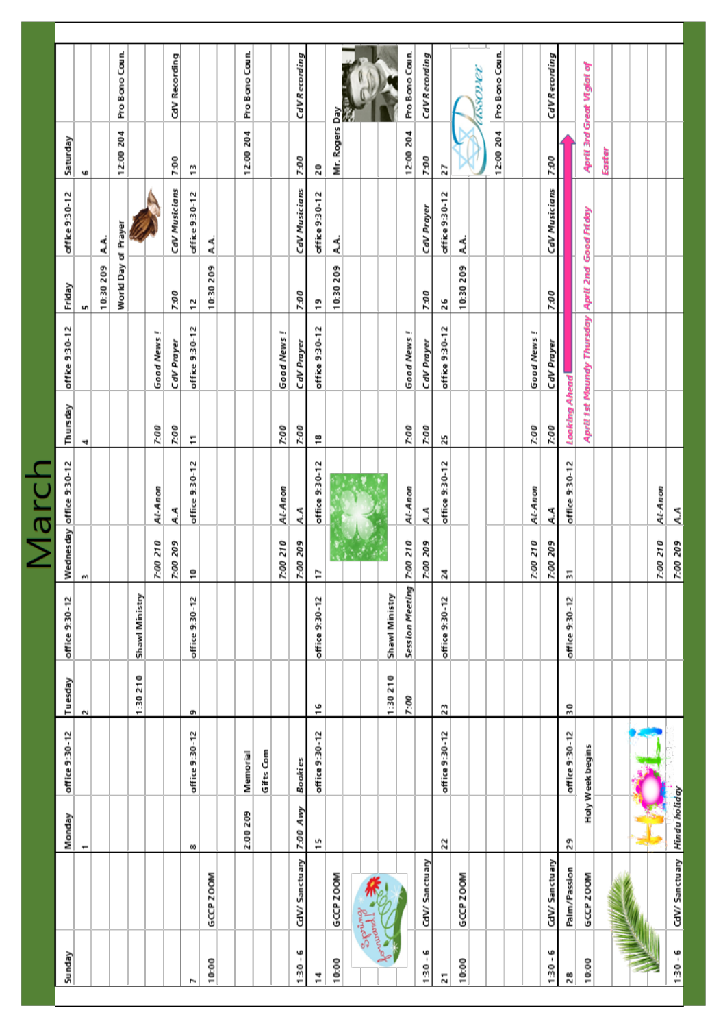# March

| Sunday | Monday | Tuesday | Wednesday | Thursday | Friday | Saturday |
| --- | --- | --- | --- | --- | --- | --- |
| | 1 office 9:30-12 | 2 office 9:30-12<br>1:30 210 Shawl Ministry | 3 office 9:30-12<br>7:00 210 Al-Anon<br>7:00 209 A.A | 4 office 9:30-12<br>7:00 Good News !<br>7:00 CdV Prayer | 5 office 9:30-12<br>10:30 209 A.A.<br>World Day of Prayer<br>7:00 CdV Musicians | 6<br>12:00 204 Pro Bono Coun.<br>7:00 CdV Recording |
| 7<br>10:00 GCCP ZOOM<br>1:30 - 6 CdV/ Sanctuary | 8 office 9:30-12<br>2:00 209 Memorial Gifts Com<br>7:00 Awy Bookies | 9 office 9:30-12 | 10 office 9:30-12<br>7:00 210 Al-Anon<br>7:00 209 A.A | 11 office 9:30-12<br>7:00 Good News !<br>7:00 CdV Prayer | 12 office 9:30-12<br>10:30 209 A.A.<br>7:00 CdV Musicians | 13<br>12:00 204 Pro Bono Coun.<br>7:00 CdV Recording |
| 14<br>10:00 GCCP ZOOM<br>1:30 - 6 CdV/ Sanctuary | 15 office 9:30-12 | 16 office 9:30-12<br>1:30 210 Shawl Ministry<br>7:00 Session Meeting | 17 office 9:30-12<br>7:00 210 Al-Anon<br>7:00 209 A.A | 18 office 9:30-12<br>7:00 Good News !<br>7:00 CdV Prayer | 19 office 9:30-12<br>10:30 209 A.A.<br>7:00 CdV Prayer | 20<br>Mr. Rogers Day<br>12:00 204 Pro Bono Coun.<br>7:00 CdV Recording |
| 21<br>10:00 GCCP ZOOM<br>1:30 - 6 CdV/ Sanctuary | 22 office 9:30-12 | 23 office 9:30-12 | 24 office 9:30-12<br>7:00 210 Al-Anon<br>7:00 209 A.A | 25 office 9:30-12<br>7:00 Good News !<br>7:00 CdV Prayer | 26 office 9:30-12<br>10:30 209 A.A.<br>7:00 CdV Musicians | 27<br>12:00 204 Pro Bono Coun.<br>7:00 CdV Recording |
| 28 Palm/Passion<br>10:00 GCCP ZOOM<br>1:30 - 6 CdV/ Sanctuary | 29 office 9:30-12<br>Holy Week begins<br>Hindu holiday | 30 office 9:30-12 | 31 office 9:30-12<br>7:00 210 Al-Anon<br>7:00 209 A.A | Looking Ahead<br>April 1st Maundy Thursday | April 2nd Good Friday | April 3rd Great Vigial of Easter |